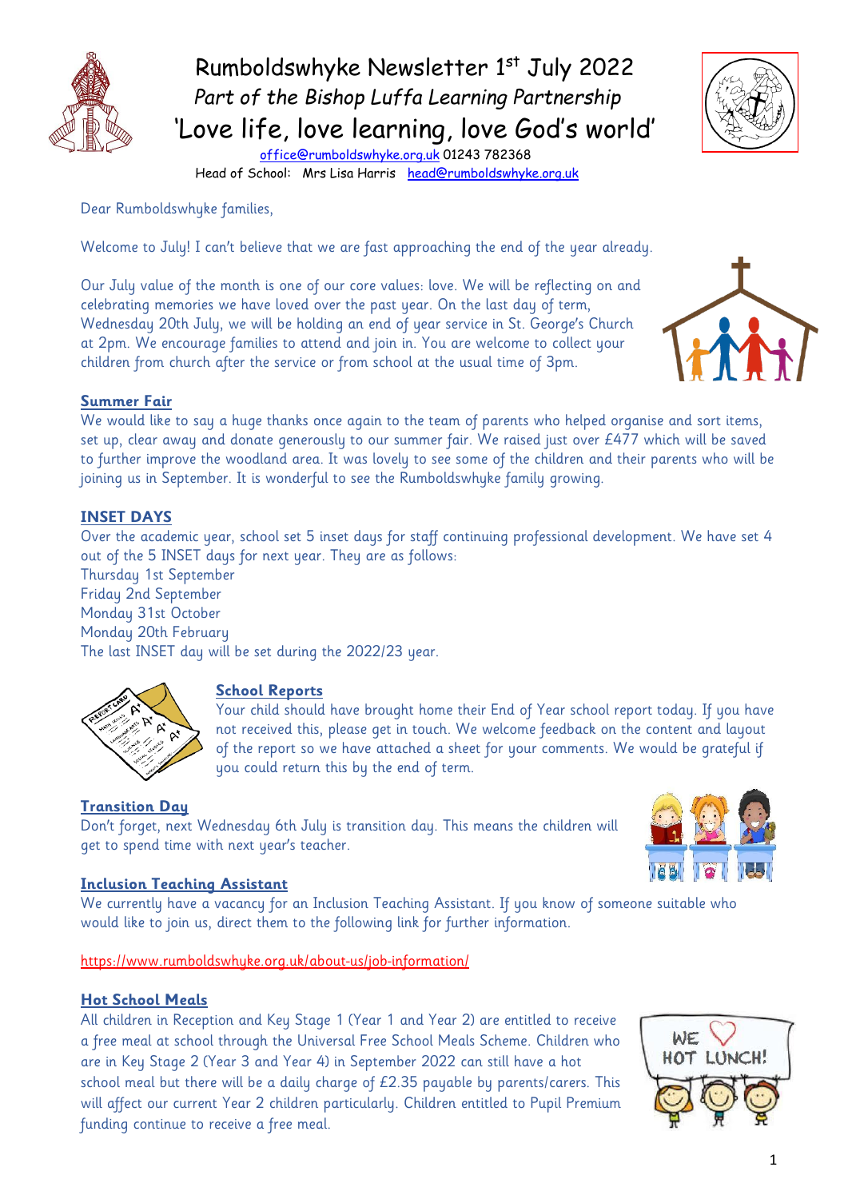# Rumboldswhyke Newsletter 1st July 2022

*Part of the Bishop Luffa Learning Partnership*

## 'Love life, love learning, love God's world'

office@rumboldswhyke.org.uk 01243 782368
Head of School: Mrs Lisa Harris head@rumboldswhyke.org.uk

Dear Rumboldswhyke families,

Welcome to July! I can't believe that we are fast approaching the end of the year already.

Our July value of the month is one of our core values: love. We will be reflecting on and celebrating memories we have loved over the past year. On the last day of term, Wednesday 20th July, we will be holding an end of year service in St. George's Church at 2pm. We encourage families to attend and join in. You are welcome to collect your children from church after the service or from school at the usual time of 3pm.

### Summer Fair

We would like to say a huge thanks once again to the team of parents who helped organise and sort items, set up, clear away and donate generously to our summer fair. We raised just over £477 which will be saved to further improve the woodland area. It was lovely to see some of the children and their parents who will be joining us in September. It is wonderful to see the Rumboldswhyke family growing.

### INSET DAYS

Over the academic year, school set 5 inset days for staff continuing professional development. We have set 4 out of the 5 INSET days for next year. They are as follows:
Thursday 1st September
Friday 2nd September
Monday 31st October
Monday 20th February
The last INSET day will be set during the 2022/23 year.

### School Reports

Your child should have brought home their End of Year school report today. If you have not received this, please get in touch. We welcome feedback on the content and layout of the report so we have attached a sheet for your comments. We would be grateful if you could return this by the end of term.

### Transition Day

Don't forget, next Wednesday 6th July is transition day. This means the children will get to spend time with next year's teacher.

### Inclusion Teaching Assistant

We currently have a vacancy for an Inclusion Teaching Assistant. If you know of someone suitable who would like to join us, direct them to the following link for further information.

https://www.rumboldswhyke.org.uk/about-us/job-information/

### Hot School Meals

All children in Reception and Key Stage 1 (Year 1 and Year 2) are entitled to receive a free meal at school through the Universal Free School Meals Scheme. Children who are in Key Stage 2 (Year 3 and Year 4) in September 2022 can still have a hot school meal but there will be a daily charge of £2.35 payable by parents/carers. This will affect our current Year 2 children particularly. Children entitled to Pupil Premium funding continue to receive a free meal.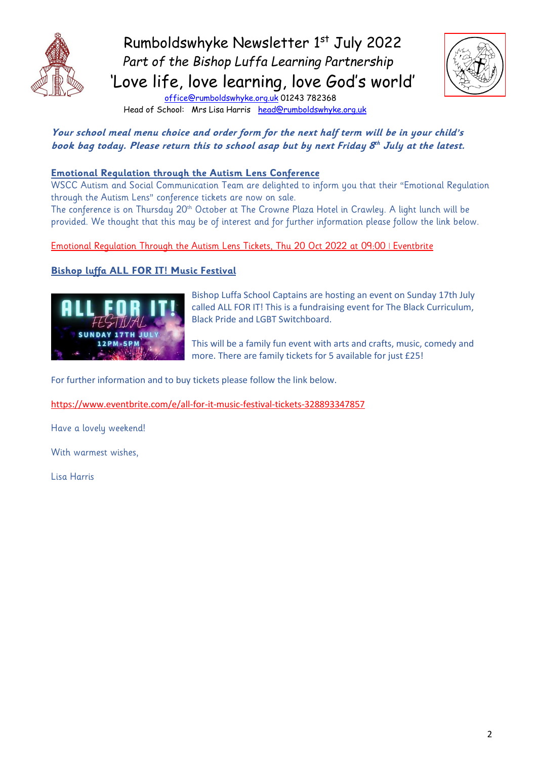# Rumboldswhyke Newsletter 1st July 2022

*Part of the Bishop Luffa Learning Partnership*

'Love life, love learning, love God's world'

office@rumboldswhyke.org.uk 01243 782368

Head of School: Mrs Lisa Harris head@rumboldswhyke.org.uk

***Your school meal menu choice and order form for the next half term will be in your child's book bag today. Please return this to school asap but by next Friday 8th July at the latest.***

## Emotional Regulation through the Autism Lens Conference

WSCC Autism and Social Communication Team are delighted to inform you that their "Emotional Regulation through the Autism Lens" conference tickets are now on sale.

The conference is on Thursday 20th October at The Crowne Plaza Hotel in Crawley. A light lunch will be provided. We thought that this may be of interest and for further information please follow the link below.

Emotional Regulation Through the Autism Lens Tickets, Thu 20 Oct 2022 at 09:00 | Eventbrite

## Bishop luffa ALL FOR IT! Music Festival

Bishop Luffa School Captains are hosting an event on Sunday 17th July called ALL FOR IT! This is a fundraising event for The Black Curriculum, Black Pride and LGBT Switchboard.

This will be a family fun event with arts and crafts, music, comedy and more. There are family tickets for 5 available for just £25!

For further information and to buy tickets please follow the link below.

https://www.eventbrite.com/e/all-for-it-music-festival-tickets-328893347857

Have a lovely weekend!

With warmest wishes,

Lisa Harris